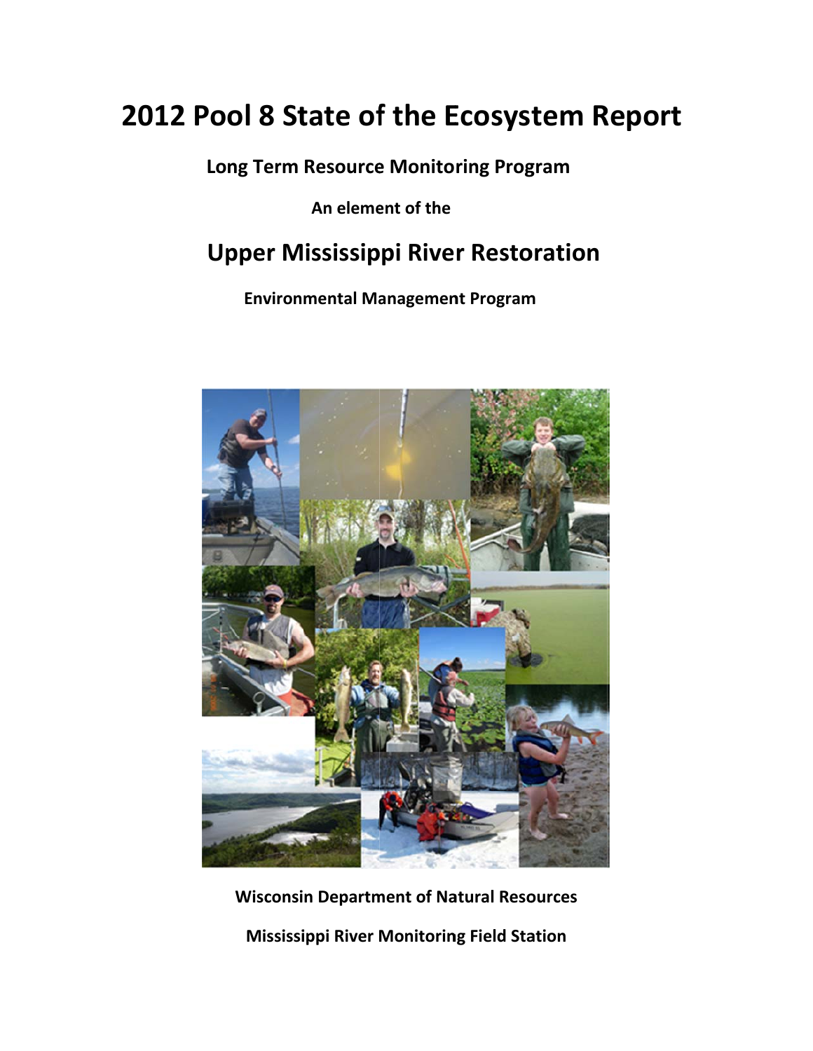# 2012 Pool 8 State of the Ecosystem Report

**Long Term Resource Monitoring Program**

**An element of the**

## Upper Mississippi River Restoration

**Environmental Management Program**

**Wisconsin Department of Natural Resources**

**Mississippi River Monitoring Field Station**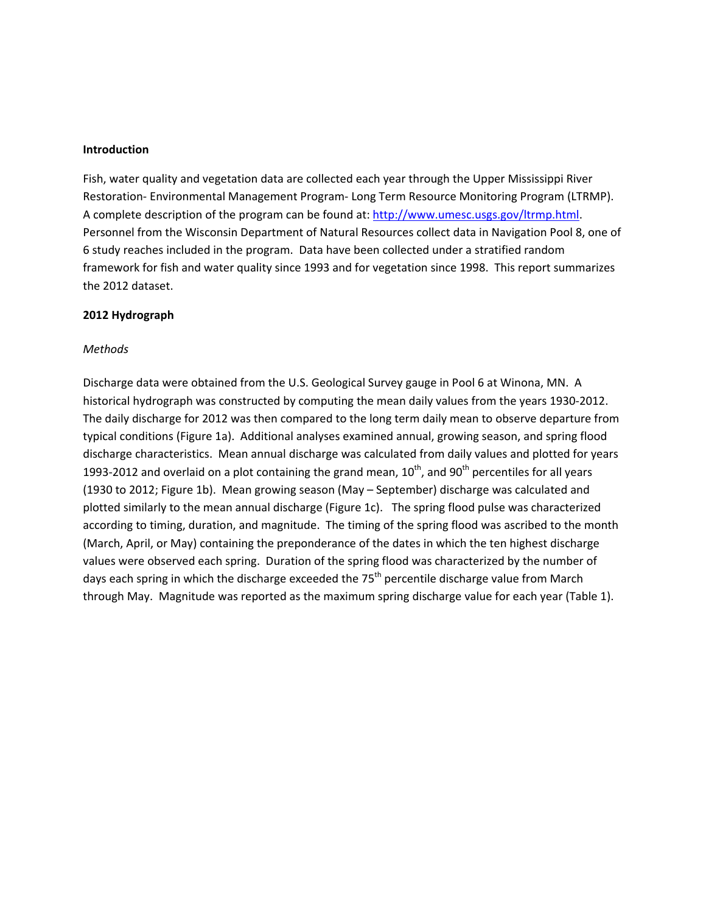## Introduction

Fish, water quality and vegetation data are collected each year through the Upper Mississippi River Restoration- Environmental Management Program- Long Term Resource Monitoring Program (LTRMP). A complete description of the program can be found at: [http://www.umesc.usgs.gov/ltrmp.html](http://www.umesc.usgs.gov/ltrmp.html). Personnel from the Wisconsin Department of Natural Resources collect data in Navigation Pool 8, one of 6 study reaches included in the program. Data have been collected under a stratified random framework for fish and water quality since 1993 and for vegetation since 1998. This report summarizes the 2012 dataset.

## 2012 Hydrograph

### *Methods*

Discharge data were obtained from the U.S. Geological Survey gauge in Pool 6 at Winona, MN. A historical hydrograph was constructed by computing the mean daily values from the years 1930-2012. The daily discharge for 2012 was then compared to the long term daily mean to observe departure from typical conditions (Figure 1a). Additional analyses examined annual, growing season, and spring flood discharge characteristics. Mean annual discharge was calculated from daily values and plotted for years 1993-2012 and overlaid on a plot containing the grand mean, 10$^{th}$, and 90$^{th}$ percentiles for all years (1930 to 2012; Figure 1b). Mean growing season (May – September) discharge was calculated and plotted similarly to the mean annual discharge (Figure 1c). The spring flood pulse was characterized according to timing, duration, and magnitude. The timing of the spring flood was ascribed to the month (March, April, or May) containing the preponderance of the dates in which the ten highest discharge values were observed each spring. Duration of the spring flood was characterized by the number of days each spring in which the discharge exceeded the 75$^{th}$ percentile discharge value from March through May. Magnitude was reported as the maximum spring discharge value for each year (Table 1).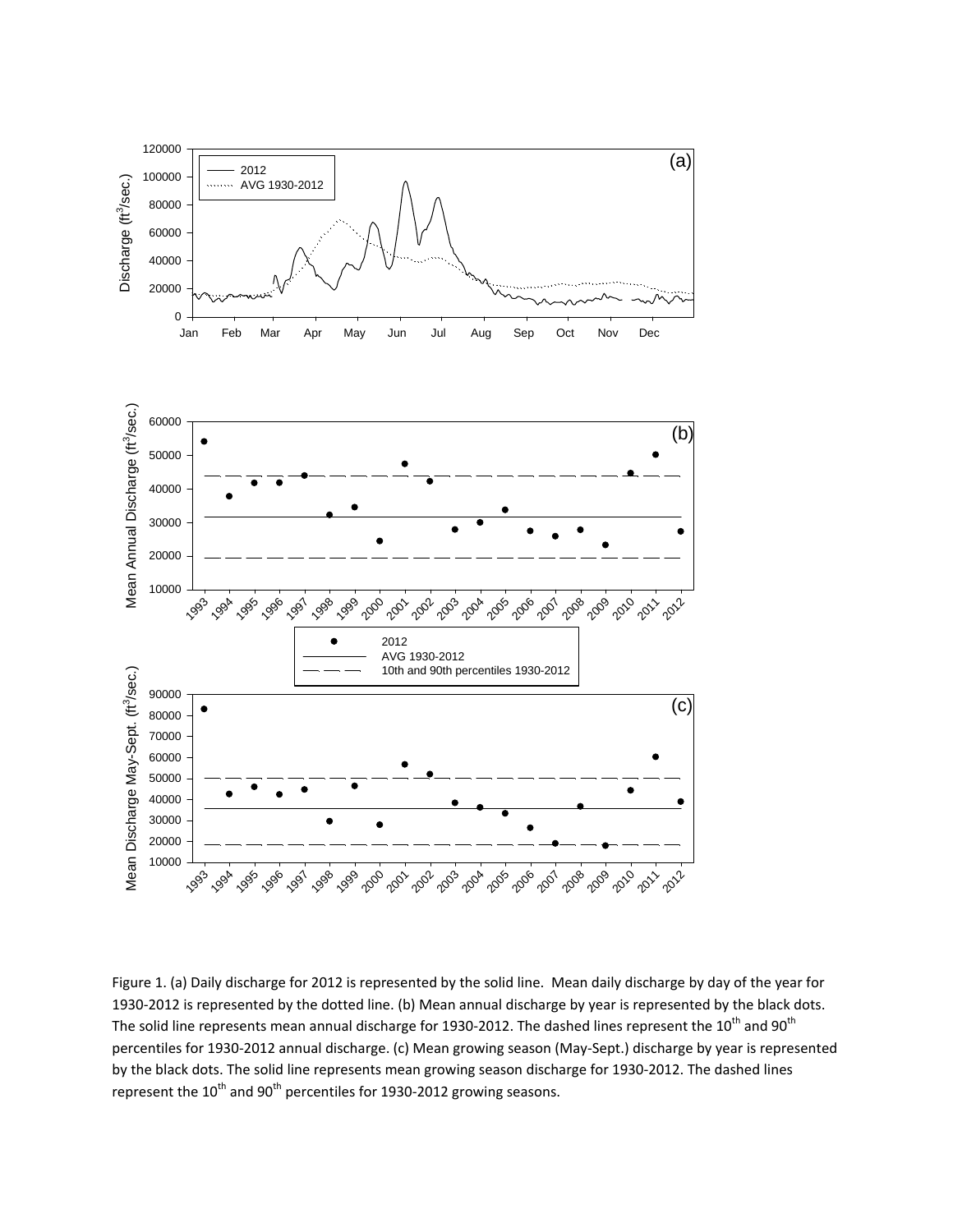Figure 1. (a) Daily discharge for 2012 is represented by the solid line. Mean daily discharge by day of the year for 1930-2012 is represented by the dotted line. (b) Mean annual discharge by year is represented by the black dots. The solid line represents mean annual discharge for 1930-2012. The dashed lines represent the 10[th] and 90[th] percentiles for 1930-2012 annual discharge. (c) Mean growing season (May-Sept.) discharge by year is represented by the black dots. The solid line represents mean growing season discharge for 1930-2012. The dashed lines represent the 10[th] and 90[th] percentiles for 1930-2012 growing seasons.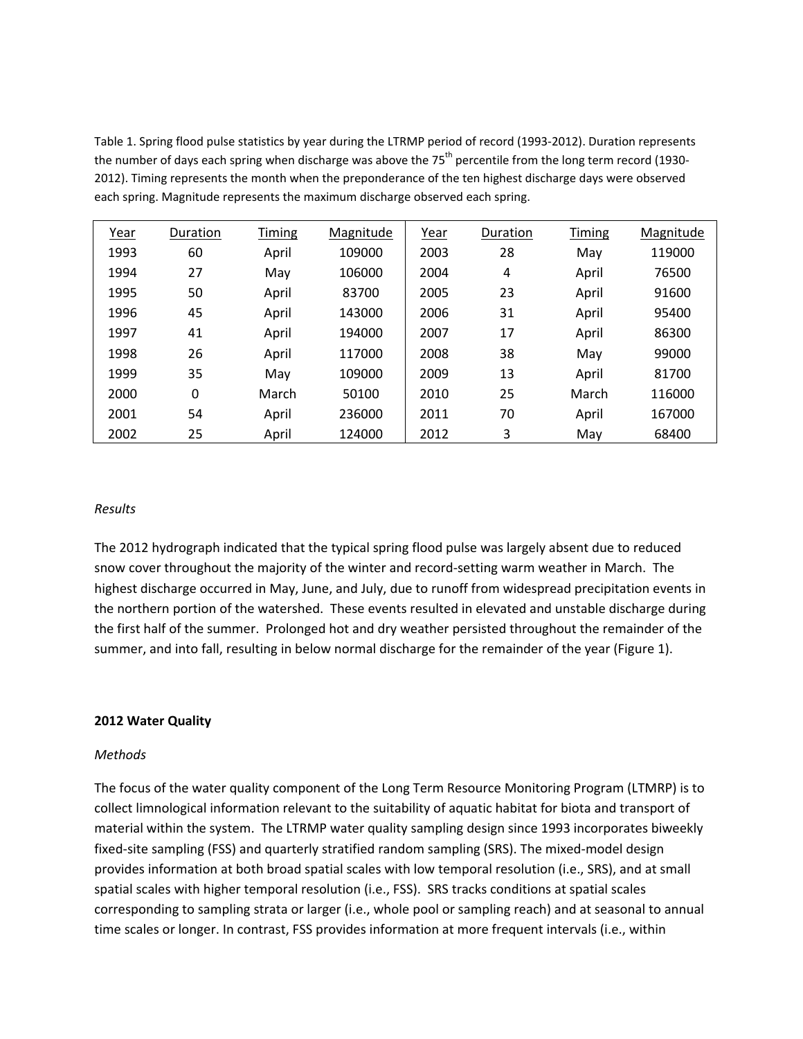Table 1. Spring flood pulse statistics by year during the LTRMP period of record (1993-2012). Duration represents the number of days each spring when discharge was above the 75th percentile from the long term record (1930-2012). Timing represents the month when the preponderance of the ten highest discharge days were observed each spring. Magnitude represents the maximum discharge observed each spring.

| Year | Duration | Timing | Magnitude | Year | Duration | Timing | Magnitude |
|---|---|---|---|---|---|---|---|
| 1993 | 60 | April | 109000 | 2003 | 28 | May | 119000 |
| 1994 | 27 | May | 106000 | 2004 | 4 | April | 76500 |
| 1995 | 50 | April | 83700 | 2005 | 23 | April | 91600 |
| 1996 | 45 | April | 143000 | 2006 | 31 | April | 95400 |
| 1997 | 41 | April | 194000 | 2007 | 17 | April | 86300 |
| 1998 | 26 | April | 117000 | 2008 | 38 | May | 99000 |
| 1999 | 35 | May | 109000 | 2009 | 13 | April | 81700 |
| 2000 | 0 | March | 50100 | 2010 | 25 | March | 116000 |
| 2001 | 54 | April | 236000 | 2011 | 70 | April | 167000 |
| 2002 | 25 | April | 124000 | 2012 | 3 | May | 68400 |

*Results*

The 2012 hydrograph indicated that the typical spring flood pulse was largely absent due to reduced snow cover throughout the majority of the winter and record-setting warm weather in March. The highest discharge occurred in May, June, and July, due to runoff from widespread precipitation events in the northern portion of the watershed. These events resulted in elevated and unstable discharge during the first half of the summer. Prolonged hot and dry weather persisted throughout the remainder of the summer, and into fall, resulting in below normal discharge for the remainder of the year (Figure 1).

**2012 Water Quality**

*Methods*

The focus of the water quality component of the Long Term Resource Monitoring Program (LTMRP) is to collect limnological information relevant to the suitability of aquatic habitat for biota and transport of material within the system. The LTRMP water quality sampling design since 1993 incorporates biweekly fixed-site sampling (FSS) and quarterly stratified random sampling (SRS). The mixed-model design provides information at both broad spatial scales with low temporal resolution (i.e., SRS), and at small spatial scales with higher temporal resolution (i.e., FSS). SRS tracks conditions at spatial scales corresponding to sampling strata or larger (i.e., whole pool or sampling reach) and at seasonal to annual time scales or longer. In contrast, FSS provides information at more frequent intervals (i.e., within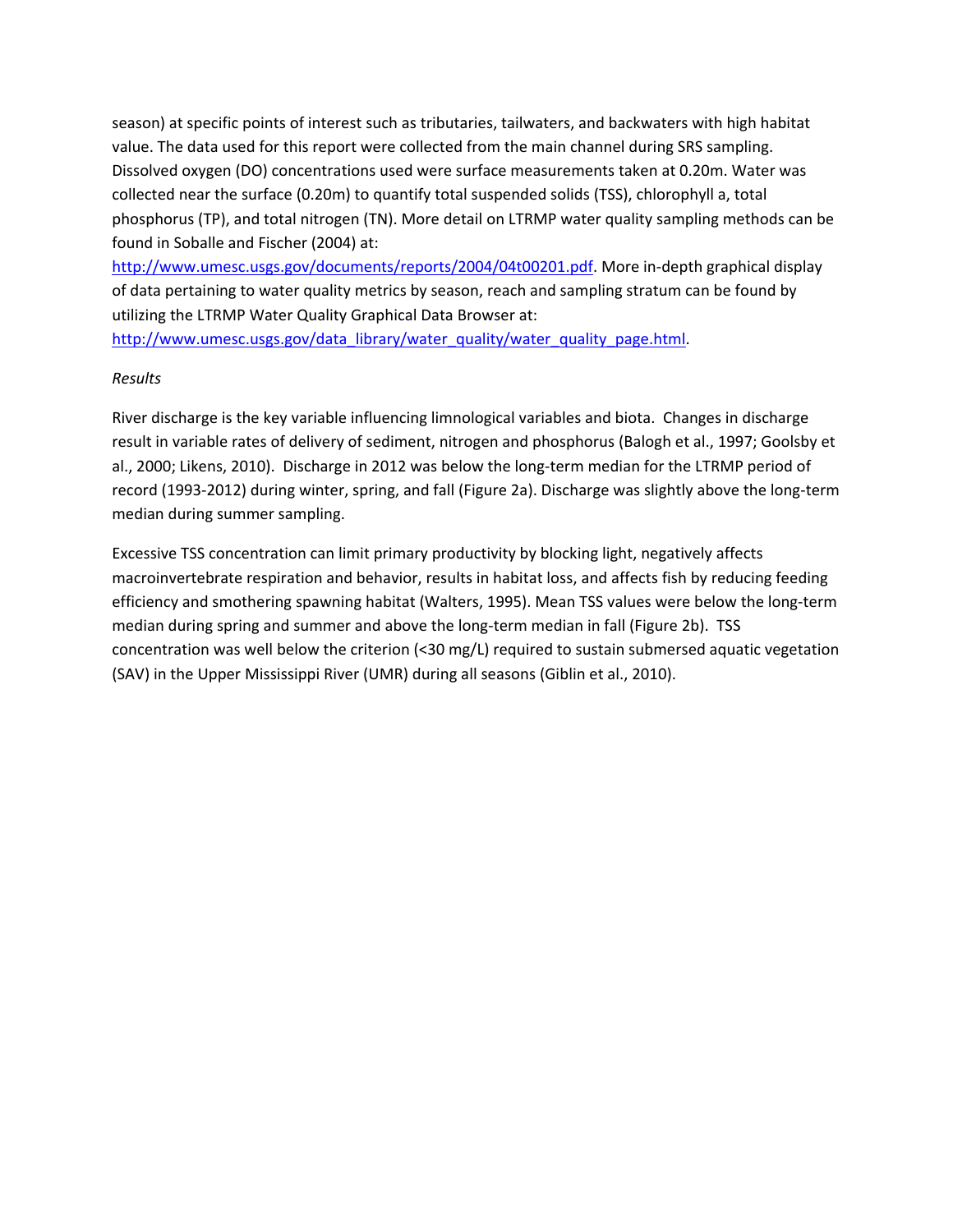season) at specific points of interest such as tributaries, tailwaters, and backwaters with high habitat value. The data used for this report were collected from the main channel during SRS sampling. Dissolved oxygen (DO) concentrations used were surface measurements taken at 0.20m. Water was collected near the surface (0.20m) to quantify total suspended solids (TSS), chlorophyll a, total phosphorus (TP), and total nitrogen (TN). More detail on LTRMP water quality sampling methods can be found in Soballe and Fischer (2004) at: http://www.umesc.usgs.gov/documents/reports/2004/04t00201.pdf. More in-depth graphical display of data pertaining to water quality metrics by season, reach and sampling stratum can be found by utilizing the LTRMP Water Quality Graphical Data Browser at: http://www.umesc.usgs.gov/data_library/water_quality/water_quality_page.html.

*Results*

River discharge is the key variable influencing limnological variables and biota. Changes in discharge result in variable rates of delivery of sediment, nitrogen and phosphorus (Balogh et al., 1997; Goolsby et al., 2000; Likens, 2010). Discharge in 2012 was below the long-term median for the LTRMP period of record (1993-2012) during winter, spring, and fall (Figure 2a). Discharge was slightly above the long-term median during summer sampling.

Excessive TSS concentration can limit primary productivity by blocking light, negatively affects macroinvertebrate respiration and behavior, results in habitat loss, and affects fish by reducing feeding efficiency and smothering spawning habitat (Walters, 1995). Mean TSS values were below the long-term median during spring and summer and above the long-term median in fall (Figure 2b). TSS concentration was well below the criterion (<30 mg/L) required to sustain submersed aquatic vegetation (SAV) in the Upper Mississippi River (UMR) during all seasons (Giblin et al., 2010).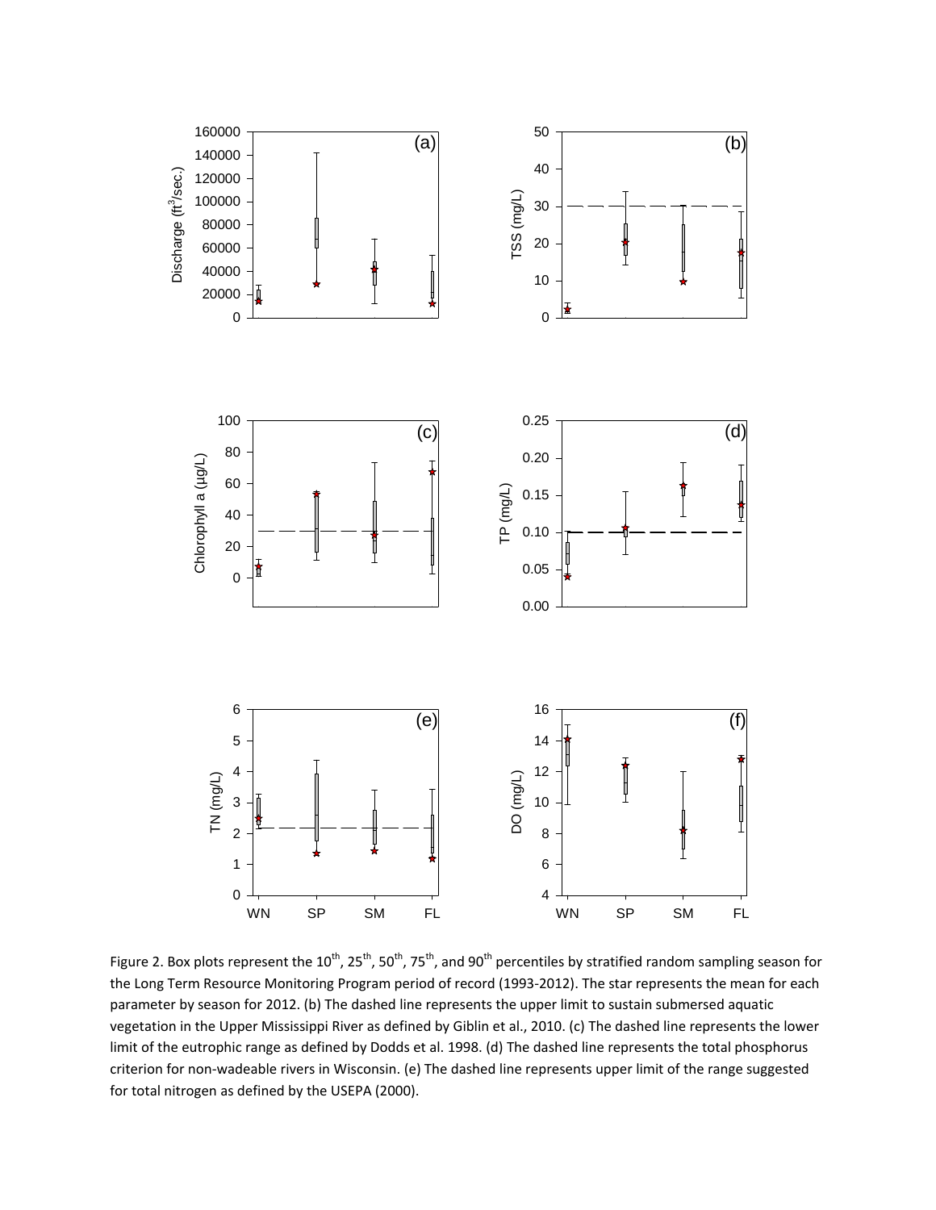Figure 2. Box plots represent the 10th, 25th, 50th, 75th, and 90th percentiles by stratified random sampling season for the Long Term Resource Monitoring Program period of record (1993-2012). The star represents the mean for each parameter by season for 2012. (b) The dashed line represents the upper limit to sustain submersed aquatic vegetation in the Upper Mississippi River as defined by Giblin et al., 2010. (c) The dashed line represents the lower limit of the eutrophic range as defined by Dodds et al. 1998. (d) The dashed line represents the total phosphorus criterion for non-wadeable rivers in Wisconsin. (e) The dashed line represents upper limit of the range suggested for total nitrogen as defined by the USEPA (2000).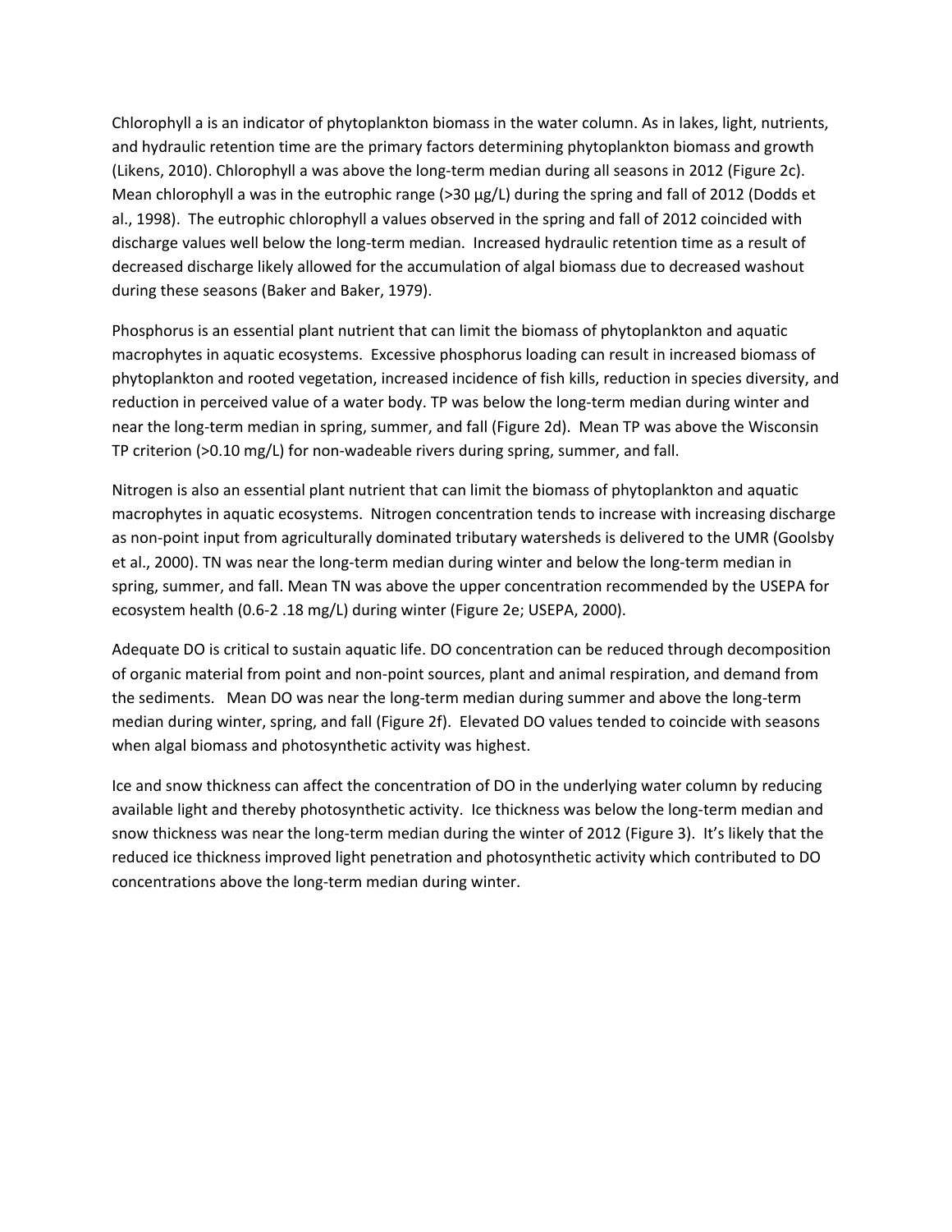Chlorophyll a is an indicator of phytoplankton biomass in the water column. As in lakes, light, nutrients, and hydraulic retention time are the primary factors determining phytoplankton biomass and growth (Likens, 2010). Chlorophyll a was above the long-term median during all seasons in 2012 (Figure 2c). Mean chlorophyll a was in the eutrophic range (>30 µg/L) during the spring and fall of 2012 (Dodds et al., 1998). The eutrophic chlorophyll a values observed in the spring and fall of 2012 coincided with discharge values well below the long-term median. Increased hydraulic retention time as a result of decreased discharge likely allowed for the accumulation of algal biomass due to decreased washout during these seasons (Baker and Baker, 1979).

Phosphorus is an essential plant nutrient that can limit the biomass of phytoplankton and aquatic macrophytes in aquatic ecosystems. Excessive phosphorus loading can result in increased biomass of phytoplankton and rooted vegetation, increased incidence of fish kills, reduction in species diversity, and reduction in perceived value of a water body. TP was below the long-term median during winter and near the long-term median in spring, summer, and fall (Figure 2d). Mean TP was above the Wisconsin TP criterion (>0.10 mg/L) for non-wadeable rivers during spring, summer, and fall.

Nitrogen is also an essential plant nutrient that can limit the biomass of phytoplankton and aquatic macrophytes in aquatic ecosystems. Nitrogen concentration tends to increase with increasing discharge as non-point input from agriculturally dominated tributary watersheds is delivered to the UMR (Goolsby et al., 2000). TN was near the long-term median during winter and below the long-term median in spring, summer, and fall. Mean TN was above the upper concentration recommended by the USEPA for ecosystem health (0.6-2 .18 mg/L) during winter (Figure 2e; USEPA, 2000).

Adequate DO is critical to sustain aquatic life. DO concentration can be reduced through decomposition of organic material from point and non-point sources, plant and animal respiration, and demand from the sediments. Mean DO was near the long-term median during summer and above the long-term median during winter, spring, and fall (Figure 2f). Elevated DO values tended to coincide with seasons when algal biomass and photosynthetic activity was highest.

Ice and snow thickness can affect the concentration of DO in the underlying water column by reducing available light and thereby photosynthetic activity. Ice thickness was below the long-term median and snow thickness was near the long-term median during the winter of 2012 (Figure 3). It's likely that the reduced ice thickness improved light penetration and photosynthetic activity which contributed to DO concentrations above the long-term median during winter.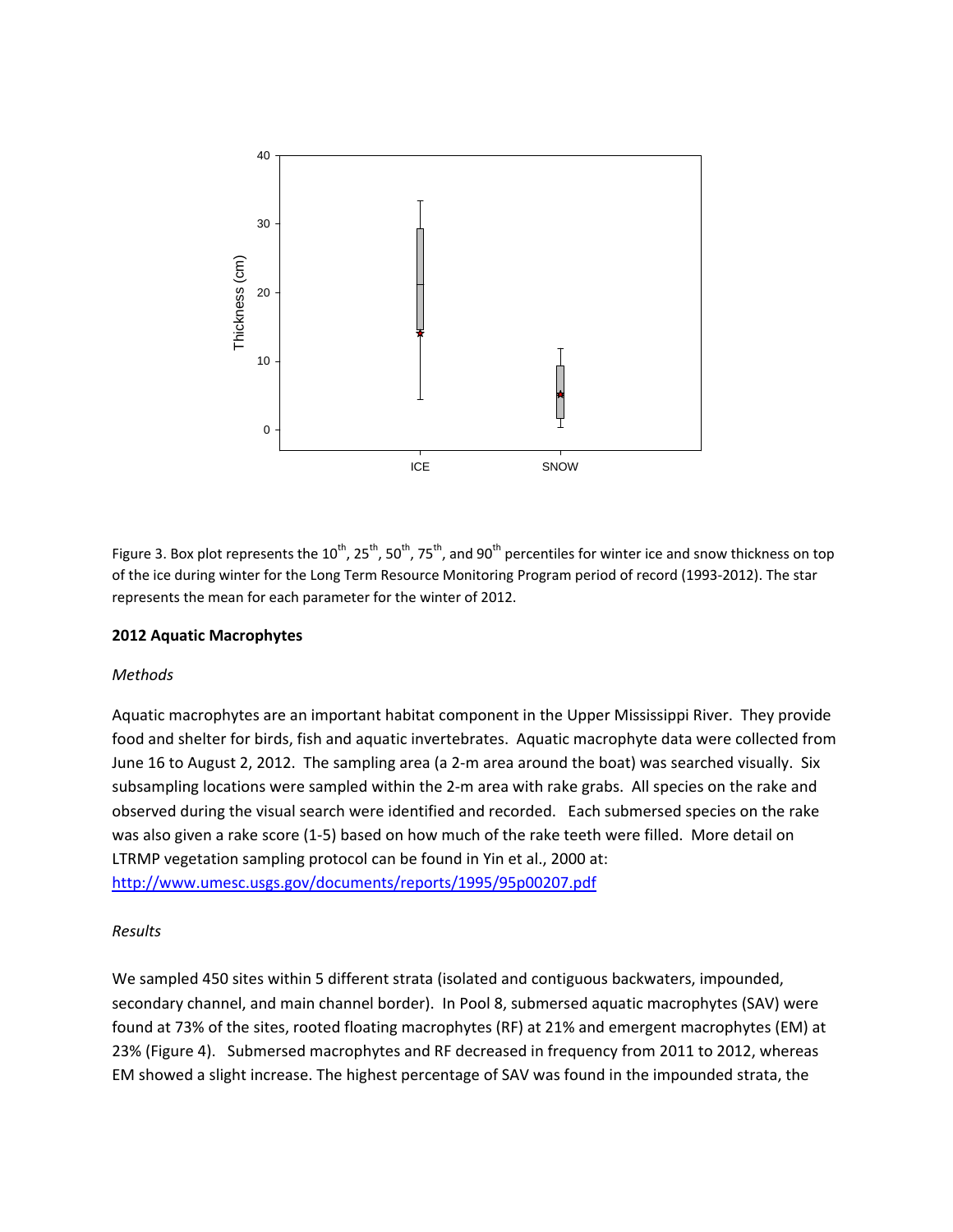Figure 3. Box plot represents the 10th, 25th, 50th, 75th, and 90th percentiles for winter ice and snow thickness on top of the ice during winter for the Long Term Resource Monitoring Program period of record (1993-2012). The star represents the mean for each parameter for the winter of 2012.

**2012 Aquatic Macrophytes**

*Methods*

Aquatic macrophytes are an important habitat component in the Upper Mississippi River. They provide food and shelter for birds, fish and aquatic invertebrates. Aquatic macrophyte data were collected from June 16 to August 2, 2012. The sampling area (a 2-m area around the boat) was searched visually. Six subsampling locations were sampled within the 2-m area with rake grabs. All species on the rake and observed during the visual search were identified and recorded. Each submersed species on the rake was also given a rake score (1-5) based on how much of the rake teeth were filled. More detail on LTRMP vegetation sampling protocol can be found in Yin et al., 2000 at: http://www.umesc.usgs.gov/documents/reports/1995/95p00207.pdf

*Results*

We sampled 450 sites within 5 different strata (isolated and contiguous backwaters, impounded, secondary channel, and main channel border). In Pool 8, submersed aquatic macrophytes (SAV) were found at 73% of the sites, rooted floating macrophytes (RF) at 21% and emergent macrophytes (EM) at 23% (Figure 4). Submersed macrophytes and RF decreased in frequency from 2011 to 2012, whereas EM showed a slight increase. The highest percentage of SAV was found in the impounded strata, the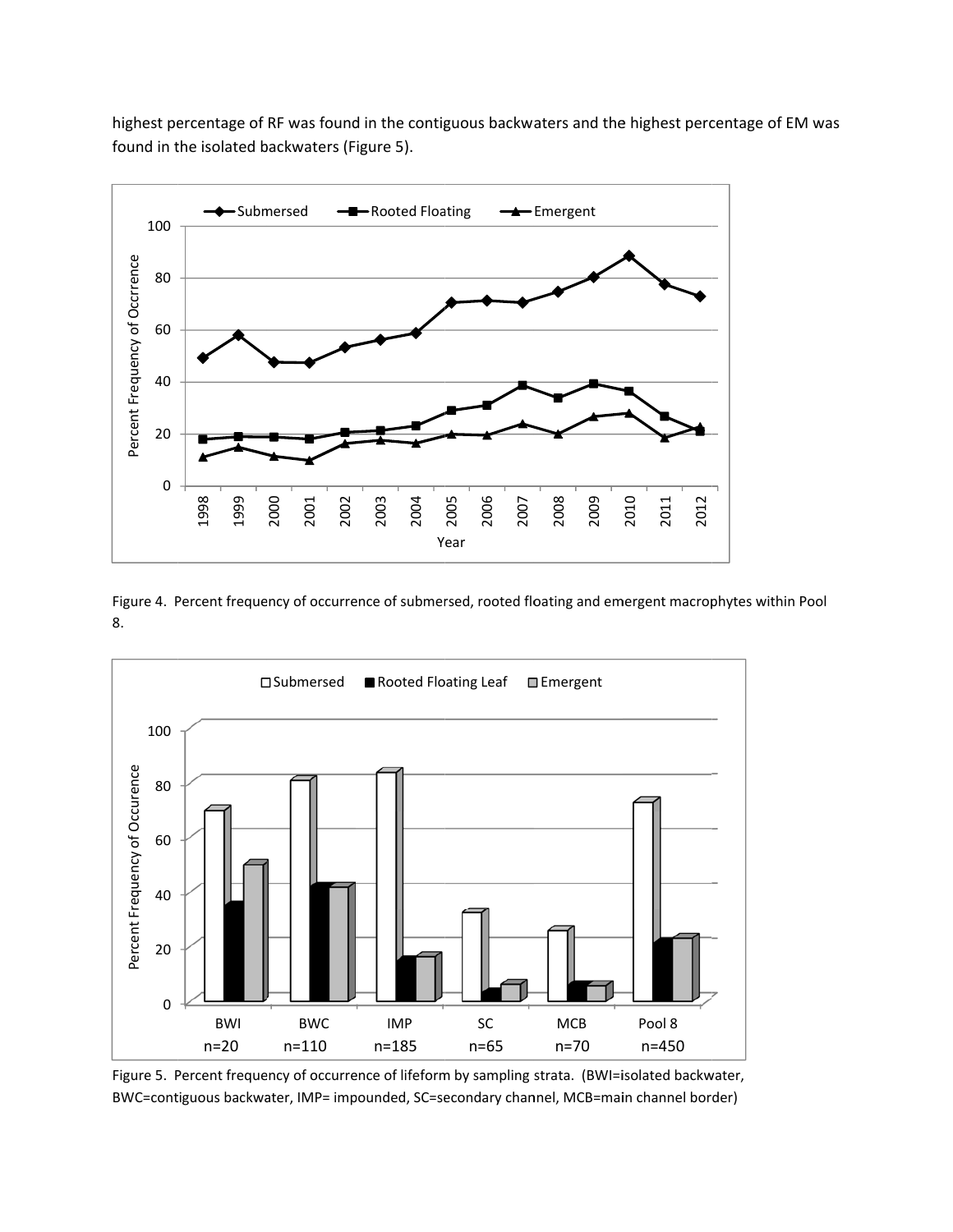highest percentage of RF was found in the contiguous backwaters and the highest percentage of EM was found in the isolated backwaters (Figure 5).

Figure 4. Percent frequency of occurrence of submersed, rooted floating and emergent macrophytes within Pool 8.

Figure 5. Percent frequency of occurrence of lifeform by sampling strata. (BWI=isolated backwater, BWC=contiguous backwater, IMP= impounded, SC=secondary channel, MCB=main channel border)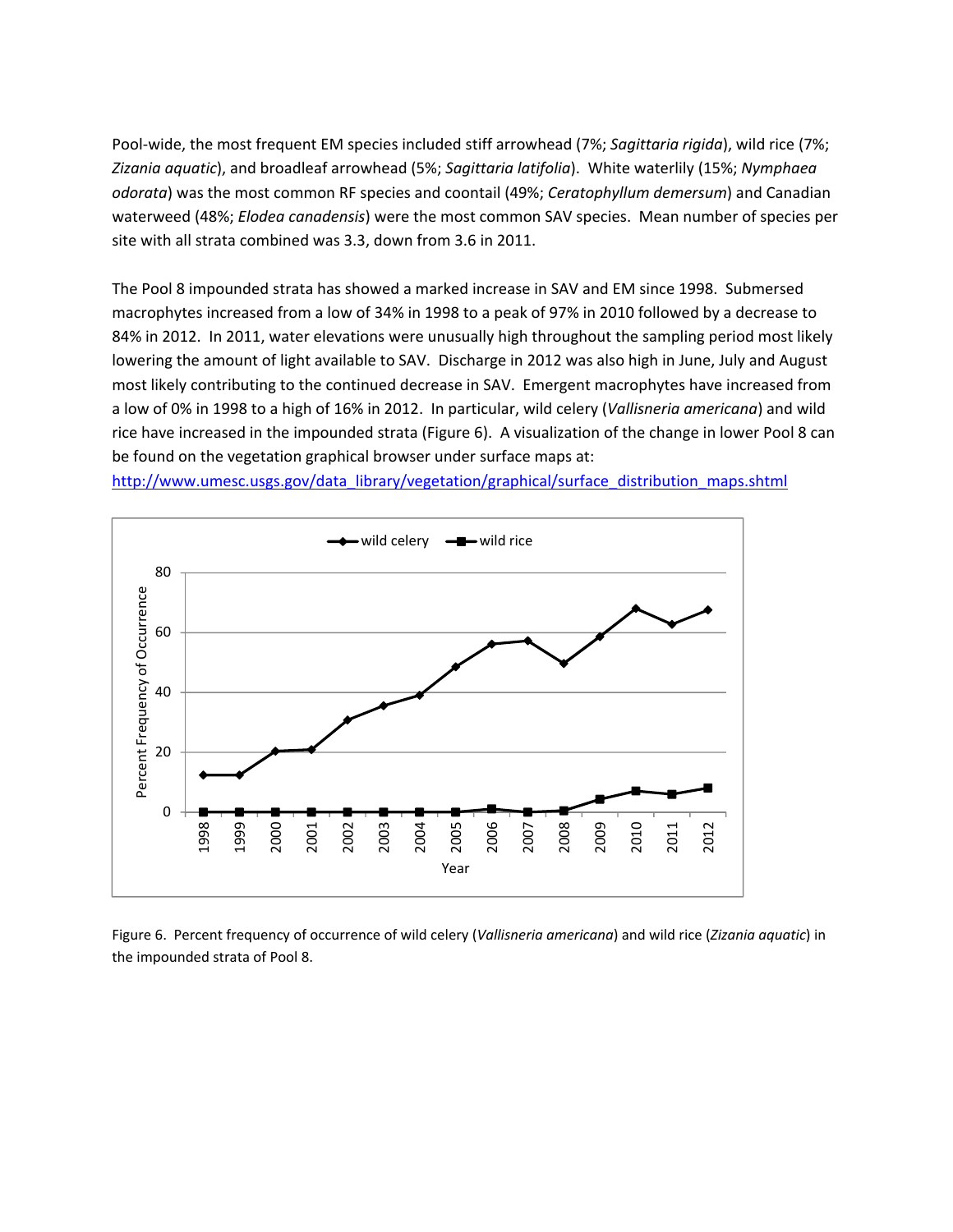Pool-wide, the most frequent EM species included stiff arrowhead (7%; *Sagittaria rigida*), wild rice (7%; *Zizania aquatic*), and broadleaf arrowhead (5%; *Sagittaria latifolia*). White waterlily (15%; *Nymphaea odorata*) was the most common RF species and coontail (49%; *Ceratophyllum demersum*) and Canadian waterweed (48%; *Elodea canadensis*) were the most common SAV species. Mean number of species per site with all strata combined was 3.3, down from 3.6 in 2011.

The Pool 8 impounded strata has showed a marked increase in SAV and EM since 1998. Submersed macrophytes increased from a low of 34% in 1998 to a peak of 97% in 2010 followed by a decrease to 84% in 2012. In 2011, water elevations were unusually high throughout the sampling period most likely lowering the amount of light available to SAV. Discharge in 2012 was also high in June, July and August most likely contributing to the continued decrease in SAV. Emergent macrophytes have increased from a low of 0% in 1998 to a high of 16% in 2012. In particular, wild celery (*Vallisneria americana*) and wild rice have increased in the impounded strata (Figure 6). A visualization of the change in lower Pool 8 can be found on the vegetation graphical browser under surface maps at: http://www.umesc.usgs.gov/data_library/vegetation/graphical/surface_distribution_maps.shtml

Figure 6. Percent frequency of occurrence of wild celery (*Vallisneria americana*) and wild rice (*Zizania aquatic*) in the impounded strata of Pool 8.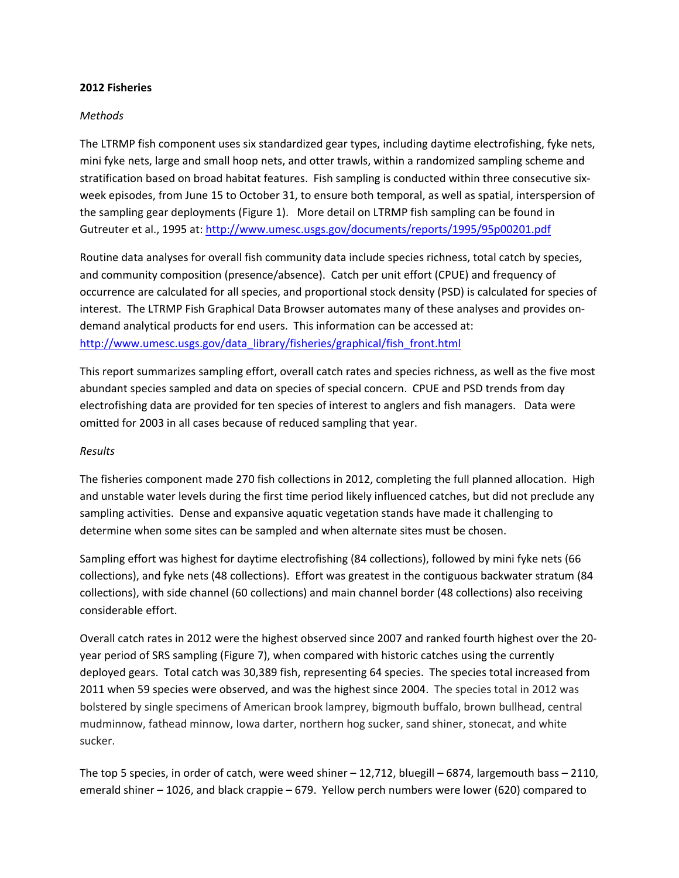**2012 Fisheries**

*Methods*

The LTRMP fish component uses six standardized gear types, including daytime electrofishing, fyke nets, mini fyke nets, large and small hoop nets, and otter trawls, within a randomized sampling scheme and stratification based on broad habitat features. Fish sampling is conducted within three consecutive six-week episodes, from June 15 to October 31, to ensure both temporal, as well as spatial, interspersion of the sampling gear deployments (Figure 1). More detail on LTRMP fish sampling can be found in Gutreuter et al., 1995 at: http://www.umesc.usgs.gov/documents/reports/1995/95p00201.pdf

Routine data analyses for overall fish community data include species richness, total catch by species, and community composition (presence/absence). Catch per unit effort (CPUE) and frequency of occurrence are calculated for all species, and proportional stock density (PSD) is calculated for species of interest. The LTRMP Fish Graphical Data Browser automates many of these analyses and provides on-demand analytical products for end users. This information can be accessed at: http://www.umesc.usgs.gov/data_library/fisheries/graphical/fish_front.html

This report summarizes sampling effort, overall catch rates and species richness, as well as the five most abundant species sampled and data on species of special concern. CPUE and PSD trends from day electrofishing data are provided for ten species of interest to anglers and fish managers. Data were omitted for 2003 in all cases because of reduced sampling that year.

*Results*

The fisheries component made 270 fish collections in 2012, completing the full planned allocation. High and unstable water levels during the first time period likely influenced catches, but did not preclude any sampling activities. Dense and expansive aquatic vegetation stands have made it challenging to determine when some sites can be sampled and when alternate sites must be chosen.

Sampling effort was highest for daytime electrofishing (84 collections), followed by mini fyke nets (66 collections), and fyke nets (48 collections). Effort was greatest in the contiguous backwater stratum (84 collections), with side channel (60 collections) and main channel border (48 collections) also receiving considerable effort.

Overall catch rates in 2012 were the highest observed since 2007 and ranked fourth highest over the 20-year period of SRS sampling (Figure 7), when compared with historic catches using the currently deployed gears. Total catch was 30,389 fish, representing 64 species. The species total increased from 2011 when 59 species were observed, and was the highest since 2004. The species total in 2012 was bolstered by single specimens of American brook lamprey, bigmouth buffalo, brown bullhead, central mudminnow, fathead minnow, Iowa darter, northern hog sucker, sand shiner, stonecat, and white sucker.

The top 5 species, in order of catch, were weed shiner – 12,712, bluegill – 6874, largemouth bass – 2110, emerald shiner – 1026, and black crappie – 679. Yellow perch numbers were lower (620) compared to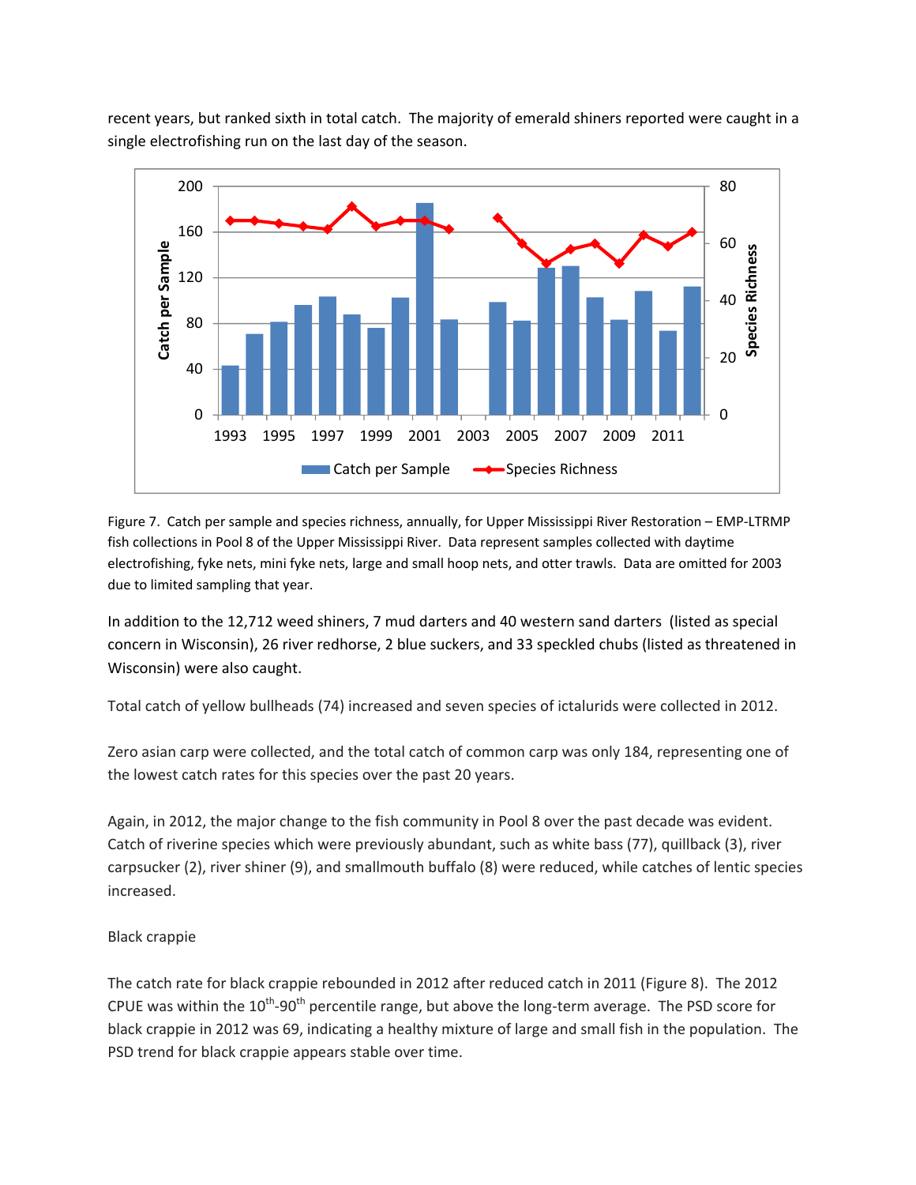recent years, but ranked sixth in total catch. The majority of emerald shiners reported were caught in a single electrofishing run on the last day of the season.

Figure 7. Catch per sample and species richness, annually, for Upper Mississippi River Restoration – EMP-LTRMP fish collections in Pool 8 of the Upper Mississippi River. Data represent samples collected with daytime electrofishing, fyke nets, mini fyke nets, large and small hoop nets, and otter trawls. Data are omitted for 2003 due to limited sampling that year.

In addition to the 12,712 weed shiners, 7 mud darters and 40 western sand darters (listed as special concern in Wisconsin), 26 river redhorse, 2 blue suckers, and 33 speckled chubs (listed as threatened in Wisconsin) were also caught.

Total catch of yellow bullheads (74) increased and seven species of ictalurids were collected in 2012.

Zero asian carp were collected, and the total catch of common carp was only 184, representing one of the lowest catch rates for this species over the past 20 years.

Again, in 2012, the major change to the fish community in Pool 8 over the past decade was evident. Catch of riverine species which were previously abundant, such as white bass (77), quillback (3), river carpsucker (2), river shiner (9), and smallmouth buffalo (8) were reduced, while catches of lentic species increased.

Black crappie

The catch rate for black crappie rebounded in 2012 after reduced catch in 2011 (Figure 8). The 2012 CPUE was within the 10th-90th percentile range, but above the long-term average. The PSD score for black crappie in 2012 was 69, indicating a healthy mixture of large and small fish in the population. The PSD trend for black crappie appears stable over time.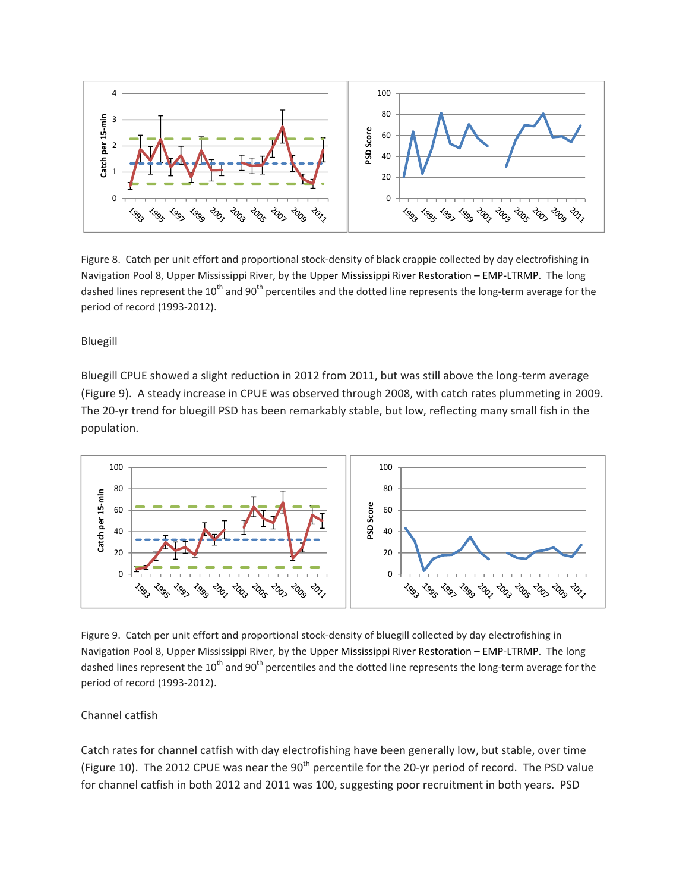Figure 8. Catch per unit effort and proportional stock-density of black crappie collected by day electrofishing in Navigation Pool 8, Upper Mississippi River, by the Upper Mississippi River Restoration – EMP-LTRMP. The long dashed lines represent the 10th and 90th percentiles and the dotted line represents the long-term average for the period of record (1993-2012).

Bluegill

Bluegill CPUE showed a slight reduction in 2012 from 2011, but was still above the long-term average (Figure 9). A steady increase in CPUE was observed through 2008, with catch rates plummeting in 2009. The 20-yr trend for bluegill PSD has been remarkably stable, but low, reflecting many small fish in the population.

Figure 9. Catch per unit effort and proportional stock-density of bluegill collected by day electrofishing in Navigation Pool 8, Upper Mississippi River, by the Upper Mississippi River Restoration – EMP-LTRMP. The long dashed lines represent the 10th and 90th percentiles and the dotted line represents the long-term average for the period of record (1993-2012).

Channel catfish

Catch rates for channel catfish with day electrofishing have been generally low, but stable, over time (Figure 10). The 2012 CPUE was near the 90th percentile for the 20-yr period of record. The PSD value for channel catfish in both 2012 and 2011 was 100, suggesting poor recruitment in both years. PSD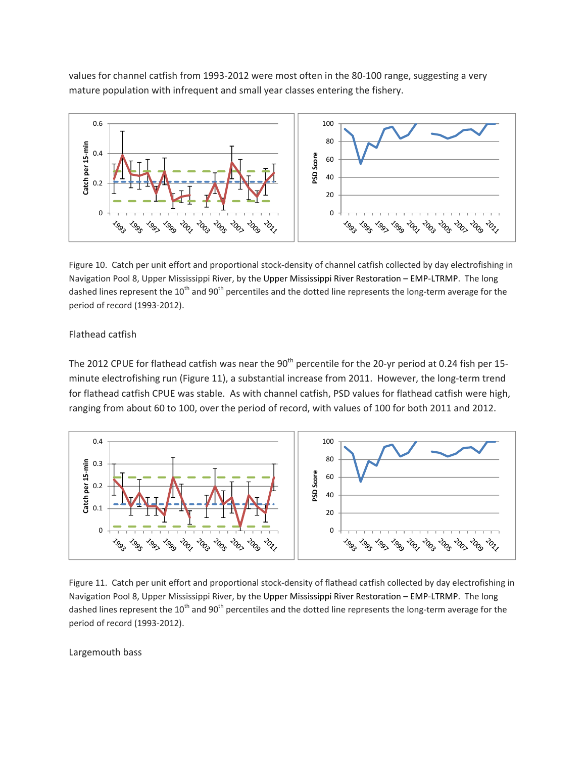values for channel catfish from 1993-2012 were most often in the 80-100 range, suggesting a very mature population with infrequent and small year classes entering the fishery.

Figure 10. Catch per unit effort and proportional stock-density of channel catfish collected by day electrofishing in Navigation Pool 8, Upper Mississippi River, by the Upper Mississippi River Restoration – EMP-LTRMP. The long dashed lines represent the 10th and 90th percentiles and the dotted line represents the long-term average for the period of record (1993-2012).

Flathead catfish

The 2012 CPUE for flathead catfish was near the 90th percentile for the 20-yr period at 0.24 fish per 15-minute electrofishing run (Figure 11), a substantial increase from 2011. However, the long-term trend for flathead catfish CPUE was stable. As with channel catfish, PSD values for flathead catfish were high, ranging from about 60 to 100, over the period of record, with values of 100 for both 2011 and 2012.

Figure 11. Catch per unit effort and proportional stock-density of flathead catfish collected by day electrofishing in Navigation Pool 8, Upper Mississippi River, by the Upper Mississippi River Restoration – EMP-LTRMP. The long dashed lines represent the 10th and 90th percentiles and the dotted line represents the long-term average for the period of record (1993-2012).

Largemouth bass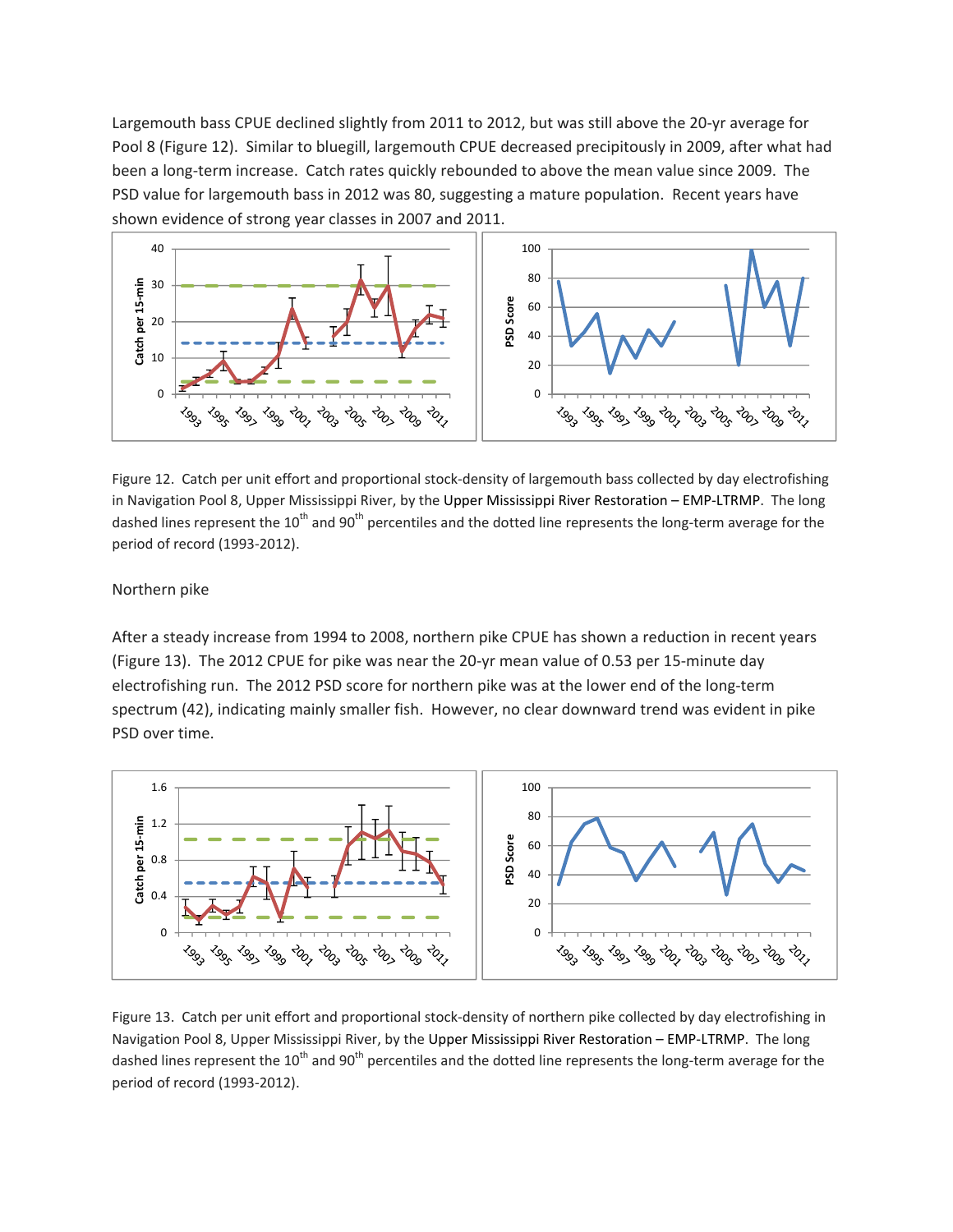Largemouth bass CPUE declined slightly from 2011 to 2012, but was still above the 20-yr average for Pool 8 (Figure 12). Similar to bluegill, largemouth CPUE decreased precipitously in 2009, after what had been a long-term increase. Catch rates quickly rebounded to above the mean value since 2009. The PSD value for largemouth bass in 2012 was 80, suggesting a mature population. Recent years have shown evidence of strong year classes in 2007 and 2011.

Figure 12. Catch per unit effort and proportional stock-density of largemouth bass collected by day electrofishing in Navigation Pool 8, Upper Mississippi River, by the Upper Mississippi River Restoration – EMP-LTRMP. The long dashed lines represent the 10th and 90th percentiles and the dotted line represents the long-term average for the period of record (1993-2012).

Northern pike

After a steady increase from 1994 to 2008, northern pike CPUE has shown a reduction in recent years (Figure 13). The 2012 CPUE for pike was near the 20-yr mean value of 0.53 per 15-minute day electrofishing run. The 2012 PSD score for northern pike was at the lower end of the long-term spectrum (42), indicating mainly smaller fish. However, no clear downward trend was evident in pike PSD over time.

Figure 13. Catch per unit effort and proportional stock-density of northern pike collected by day electrofishing in Navigation Pool 8, Upper Mississippi River, by the Upper Mississippi River Restoration – EMP-LTRMP. The long dashed lines represent the 10th and 90th percentiles and the dotted line represents the long-term average for the period of record (1993-2012).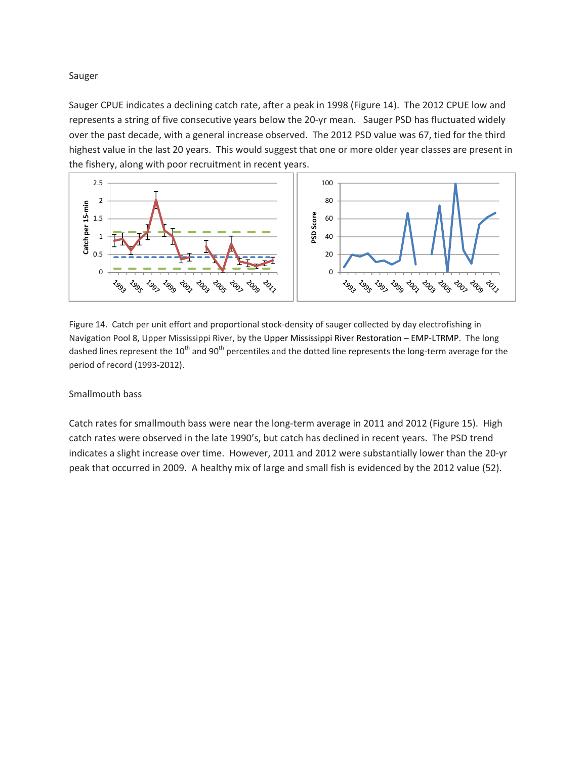Sauger

Sauger CPUE indicates a declining catch rate, after a peak in 1998 (Figure 14). The 2012 CPUE low and represents a string of five consecutive years below the 20-yr mean. Sauger PSD has fluctuated widely over the past decade, with a general increase observed. The 2012 PSD value was 67, tied for the third highest value in the last 20 years. This would suggest that one or more older year classes are present in the fishery, along with poor recruitment in recent years.

Figure 14. Catch per unit effort and proportional stock-density of sauger collected by day electrofishing in Navigation Pool 8, Upper Mississippi River, by the Upper Mississippi River Restoration – EMP-LTRMP. The long dashed lines represent the 10th and 90th percentiles and the dotted line represents the long-term average for the period of record (1993-2012).

Smallmouth bass

Catch rates for smallmouth bass were near the long-term average in 2011 and 2012 (Figure 15). High catch rates were observed in the late 1990's, but catch has declined in recent years. The PSD trend indicates a slight increase over time. However, 2011 and 2012 were substantially lower than the 20-yr peak that occurred in 2009. A healthy mix of large and small fish is evidenced by the 2012 value (52).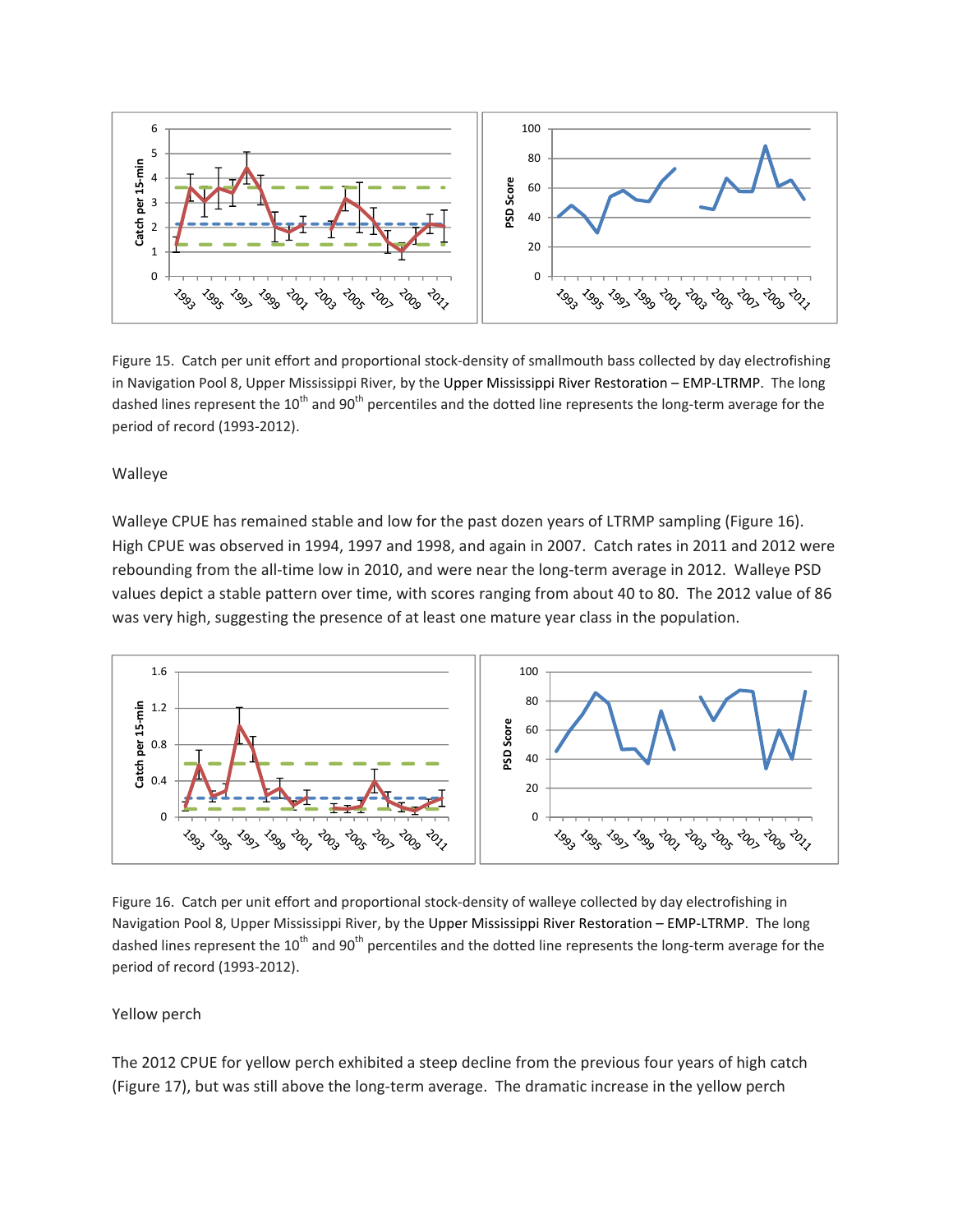Figure 15. Catch per unit effort and proportional stock-density of smallmouth bass collected by day electrofishing in Navigation Pool 8, Upper Mississippi River, by the Upper Mississippi River Restoration – EMP-LTRMP. The long dashed lines represent the 10th and 90th percentiles and the dotted line represents the long-term average for the period of record (1993-2012).

### Walleye

Walleye CPUE has remained stable and low for the past dozen years of LTRMP sampling (Figure 16). High CPUE was observed in 1994, 1997 and 1998, and again in 2007. Catch rates in 2011 and 2012 were rebounding from the all-time low in 2010, and were near the long-term average in 2012. Walleye PSD values depict a stable pattern over time, with scores ranging from about 40 to 80. The 2012 value of 86 was very high, suggesting the presence of at least one mature year class in the population.

Figure 16. Catch per unit effort and proportional stock-density of walleye collected by day electrofishing in Navigation Pool 8, Upper Mississippi River, by the Upper Mississippi River Restoration – EMP-LTRMP. The long dashed lines represent the 10th and 90th percentiles and the dotted line represents the long-term average for the period of record (1993-2012).

### Yellow perch

The 2012 CPUE for yellow perch exhibited a steep decline from the previous four years of high catch (Figure 17), but was still above the long-term average. The dramatic increase in the yellow perch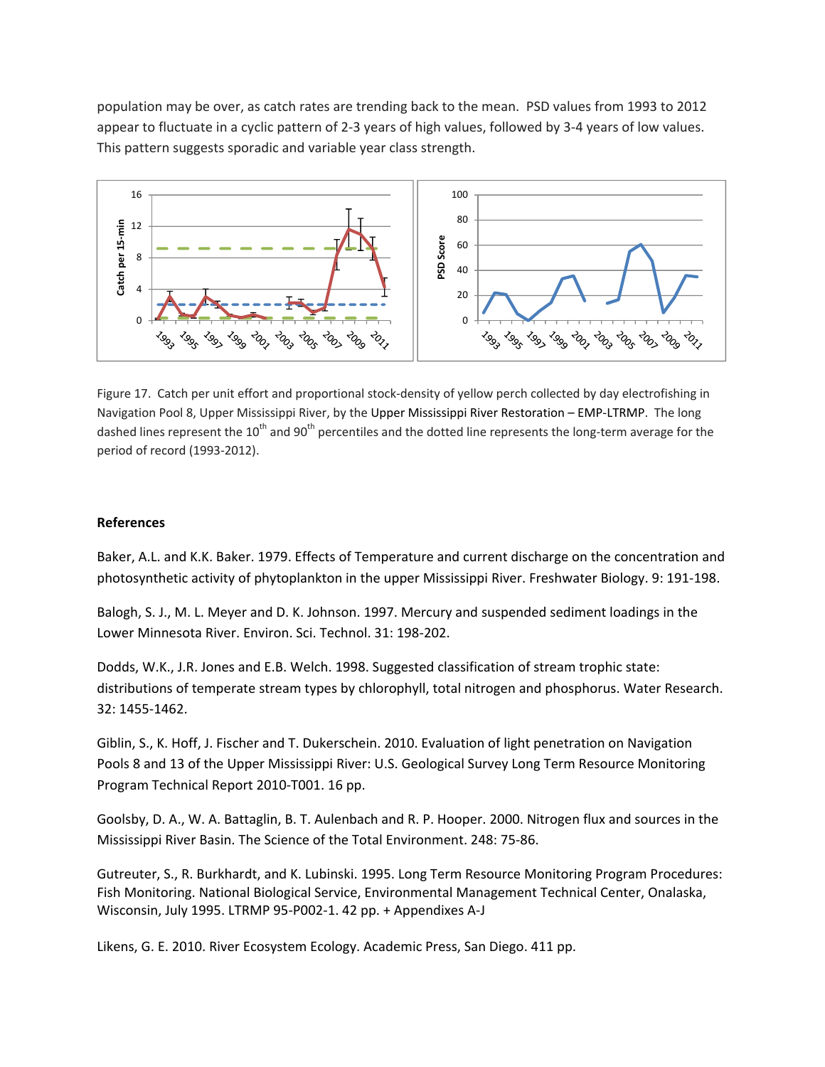population may be over, as catch rates are trending back to the mean. PSD values from 1993 to 2012 appear to fluctuate in a cyclic pattern of 2-3 years of high values, followed by 3-4 years of low values. This pattern suggests sporadic and variable year class strength.

Figure 17. Catch per unit effort and proportional stock-density of yellow perch collected by day electrofishing in Navigation Pool 8, Upper Mississippi River, by the Upper Mississippi River Restoration – EMP-LTRMP. The long dashed lines represent the 10th and 90th percentiles and the dotted line represents the long-term average for the period of record (1993-2012).

**References**

Baker, A.L. and K.K. Baker. 1979. Effects of Temperature and current discharge on the concentration and photosynthetic activity of phytoplankton in the upper Mississippi River. Freshwater Biology. 9: 191-198.

Balogh, S. J., M. L. Meyer and D. K. Johnson. 1997. Mercury and suspended sediment loadings in the Lower Minnesota River. Environ. Sci. Technol. 31: 198-202.

Dodds, W.K., J.R. Jones and E.B. Welch. 1998. Suggested classification of stream trophic state: distributions of temperate stream types by chlorophyll, total nitrogen and phosphorus. Water Research. 32: 1455-1462.

Giblin, S., K. Hoff, J. Fischer and T. Dukerschein. 2010. Evaluation of light penetration on Navigation Pools 8 and 13 of the Upper Mississippi River: U.S. Geological Survey Long Term Resource Monitoring Program Technical Report 2010-T001. 16 pp.

Goolsby, D. A., W. A. Battaglin, B. T. Aulenbach and R. P. Hooper. 2000. Nitrogen flux and sources in the Mississippi River Basin. The Science of the Total Environment. 248: 75-86.

Gutreuter, S., R. Burkhardt, and K. Lubinski. 1995. Long Term Resource Monitoring Program Procedures: Fish Monitoring. National Biological Service, Environmental Management Technical Center, Onalaska, Wisconsin, July 1995. LTRMP 95-P002-1. 42 pp. + Appendixes A-J

Likens, G. E. 2010. River Ecosystem Ecology. Academic Press, San Diego. 411 pp.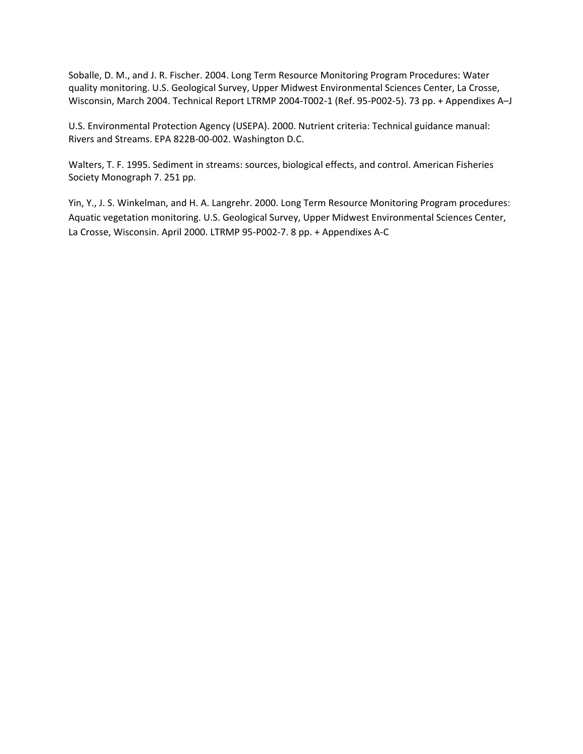Soballe, D. M., and J. R. Fischer. 2004. Long Term Resource Monitoring Program Procedures: Water quality monitoring. U.S. Geological Survey, Upper Midwest Environmental Sciences Center, La Crosse, Wisconsin, March 2004. Technical Report LTRMP 2004-T002-1 (Ref. 95-P002-5). 73 pp. + Appendixes A–J

U.S. Environmental Protection Agency (USEPA). 2000. Nutrient criteria: Technical guidance manual: Rivers and Streams. EPA 822B-00-002. Washington D.C.

Walters, T. F. 1995. Sediment in streams: sources, biological effects, and control. American Fisheries Society Monograph 7. 251 pp.

Yin, Y., J. S. Winkelman, and H. A. Langrehr. 2000. Long Term Resource Monitoring Program procedures: Aquatic vegetation monitoring. U.S. Geological Survey, Upper Midwest Environmental Sciences Center, La Crosse, Wisconsin. April 2000. LTRMP 95-P002-7. 8 pp. + Appendixes A-C